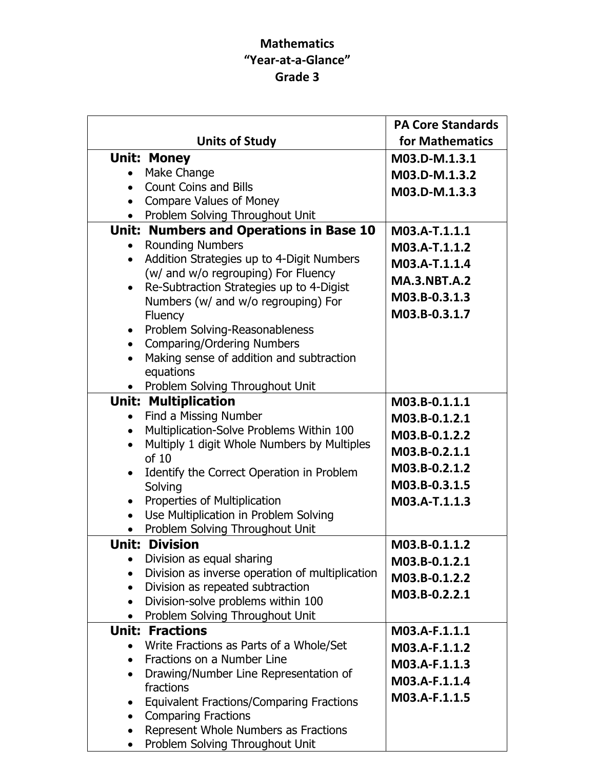# Mathematics
# "Year-at-a-Glance"
# Grade 3

| Units of Study | PA Core Standards for Mathematics |
|---|---|
| **Unit: Money**<br>• Make Change<br>• Count Coins and Bills<br>• Compare Values of Money<br>• Problem Solving Throughout Unit | **M03.D-M.1.3.1**<br>**M03.D-M.1.3.2**<br>**M03.D-M.1.3.3** |
| **Unit: Numbers and Operations in Base 10**<br>• Rounding Numbers<br>• Addition Strategies up to 4-Digit Numbers (w/ and w/o regrouping) For Fluency<br>• Re-Subtraction Strategies up to 4-Digist Numbers (w/ and w/o regrouping) For Fluency<br>• Problem Solving-Reasonableness<br>• Comparing/Ordering Numbers<br>• Making sense of addition and subtraction equations<br>• Problem Solving Throughout Unit | **M03.A-T.1.1.1**<br>**M03.A-T.1.1.2**<br>**M03.A-T.1.1.4**<br>**MA.3.NBT.A.2**<br>**M03.B-0.3.1.3**<br>**M03.B-0.3.1.7** |
| **Unit: Multiplication**<br>• Find a Missing Number<br>• Multiplication-Solve Problems Within 100<br>• Multiply 1 digit Whole Numbers by Multiples of 10<br>• Identify the Correct Operation in Problem Solving<br>• Properties of Multiplication<br>• Use Multiplication in Problem Solving<br>• Problem Solving Throughout Unit | **M03.B-0.1.1.1**<br>**M03.B-0.1.2.1**<br>**M03.B-0.1.2.2**<br>**M03.B-0.2.1.1**<br>**M03.B-0.2.1.2**<br>**M03.B-0.3.1.5**<br>**M03.A-T.1.1.3** |
| **Unit: Division**<br>• Division as equal sharing<br>• Division as inverse operation of multiplication<br>• Division as repeated subtraction<br>• Division-solve problems within 100<br>• Problem Solving Throughout Unit | **M03.B-0.1.1.2**<br>**M03.B-0.1.2.1**<br>**M03.B-0.1.2.2**<br>**M03.B-0.2.2.1** |
| **Unit: Fractions**<br>• Write Fractions as Parts of a Whole/Set<br>• Fractions on a Number Line<br>• Drawing/Number Line Representation of fractions<br>• Equivalent Fractions/Comparing Fractions<br>• Comparing Fractions<br>• Represent Whole Numbers as Fractions<br>• Problem Solving Throughout Unit | **M03.A-F.1.1.1**<br>**M03.A-F.1.1.2**<br>**M03.A-F.1.1.3**<br>**M03.A-F.1.1.4**<br>**M03.A-F.1.1.5** |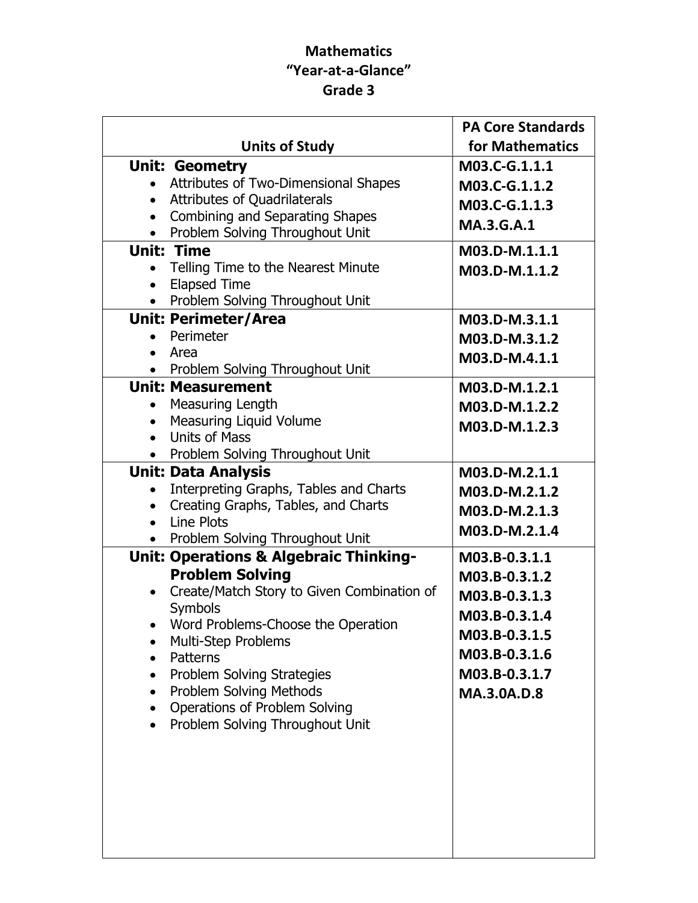# Mathematics
# "Year-at-a-Glance"
# Grade 3

| Units of Study | PA Core Standards for Mathematics |
|---|---|
| **Unit: Geometry**<br>• Attributes of Two-Dimensional Shapes<br>• Attributes of Quadrilaterals<br>• Combining and Separating Shapes<br>• Problem Solving Throughout Unit | **M03.C-G.1.1.1**<br>**M03.C-G.1.1.2**<br>**M03.C-G.1.1.3**<br>**MA.3.G.A.1** |
| **Unit: Time**<br>• Telling Time to the Nearest Minute<br>• Elapsed Time<br>• Problem Solving Throughout Unit | **M03.D-M.1.1.1**<br>**M03.D-M.1.1.2** |
| **Unit: Perimeter/Area**<br>• Perimeter<br>• Area<br>• Problem Solving Throughout Unit | **M03.D-M.3.1.1**<br>**M03.D-M.3.1.2**<br>**M03.D-M.4.1.1** |
| **Unit: Measurement**<br>• Measuring Length<br>• Measuring Liquid Volume<br>• Units of Mass<br>• Problem Solving Throughout Unit | **M03.D-M.1.2.1**<br>**M03.D-M.1.2.2**<br>**M03.D-M.1.2.3** |
| **Unit: Data Analysis**<br>• Interpreting Graphs, Tables and Charts<br>• Creating Graphs, Tables, and Charts<br>• Line Plots<br>• Problem Solving Throughout Unit | **M03.D-M.2.1.1**<br>**M03.D-M.2.1.2**<br>**M03.D-M.2.1.3**<br>**M03.D-M.2.1.4** |
| **Unit: Operations & Algebraic Thinking-Problem Solving**<br>• Create/Match Story to Given Combination of Symbols<br>• Word Problems-Choose the Operation<br>• Multi-Step Problems<br>• Patterns<br>• Problem Solving Strategies<br>• Problem Solving Methods<br>• Operations of Problem Solving<br>• Problem Solving Throughout Unit | **M03.B-0.3.1.1**<br>**M03.B-0.3.1.2**<br>**M03.B-0.3.1.3**<br>**M03.B-0.3.1.4**<br>**M03.B-0.3.1.5**<br>**M03.B-0.3.1.6**<br>**M03.B-0.3.1.7**<br>**MA.3.0A.D.8** |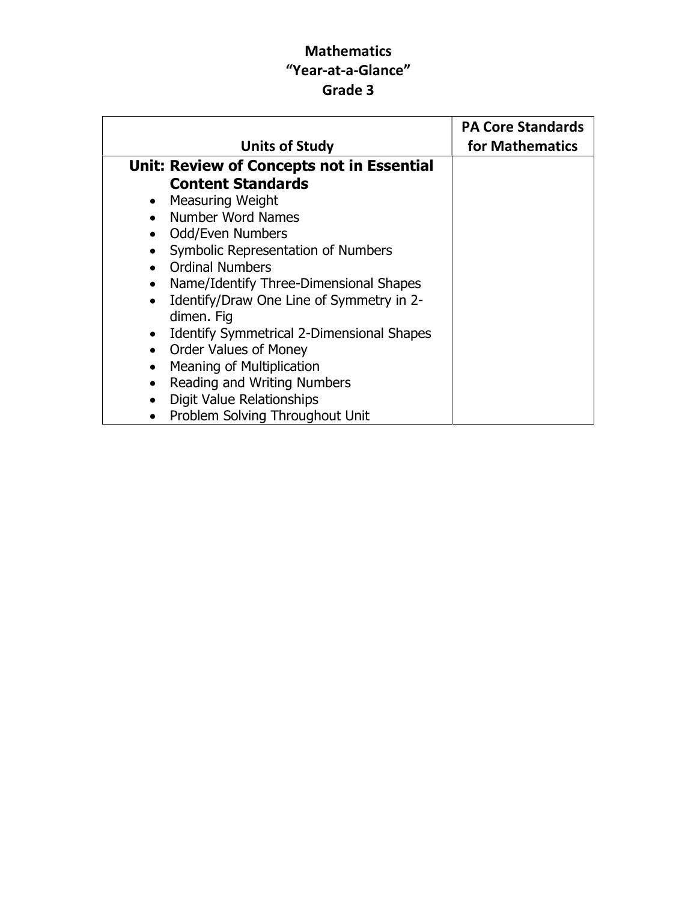**Mathematics**
**"Year-at-a-Glance"**
**Grade 3**

| Units of Study | PA Core Standards for Mathematics |
|---|---|
| **Unit: Review of Concepts not in Essential Content Standards**<br>• Measuring Weight<br>• Number Word Names<br>• Odd/Even Numbers<br>• Symbolic Representation of Numbers<br>• Ordinal Numbers<br>• Name/Identify Three-Dimensional Shapes<br>• Identify/Draw One Line of Symmetry in 2-dimen. Fig<br>• Identify Symmetrical 2-Dimensional Shapes<br>• Order Values of Money<br>• Meaning of Multiplication<br>• Reading and Writing Numbers<br>• Digit Value Relationships<br>• Problem Solving Throughout Unit | |